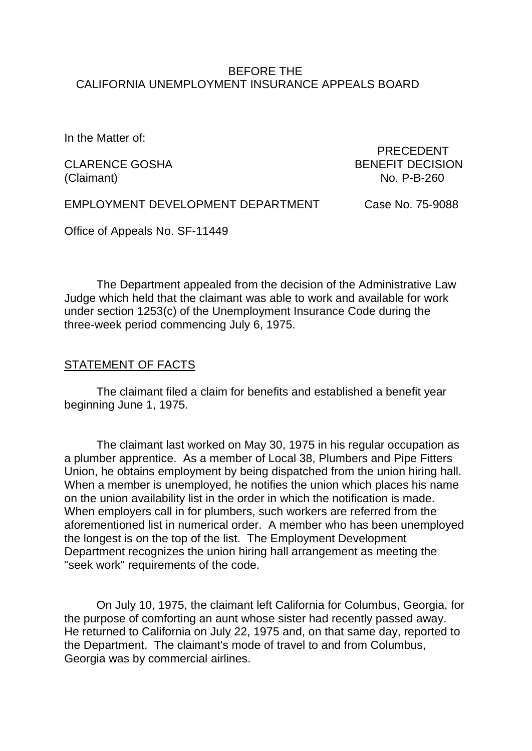BEFORE THE
CALIFORNIA UNEMPLOYMENT INSURANCE APPEALS BOARD

In the Matter of:

CLARENCE GOSHA
(Claimant)

PRECEDENT
BENEFIT DECISION
No. P-B-260

EMPLOYMENT DEVELOPMENT DEPARTMENT

Case No. 75-9088

Office of Appeals No. SF-11449

The Department appealed from the decision of the Administrative Law Judge which held that the claimant was able to work and available for work under section 1253(c) of the Unemployment Insurance Code during the three-week period commencing July 6, 1975.

## STATEMENT OF FACTS

The claimant filed a claim for benefits and established a benefit year beginning June 1, 1975.

The claimant last worked on May 30, 1975 in his regular occupation as a plumber apprentice. As a member of Local 38, Plumbers and Pipe Fitters Union, he obtains employment by being dispatched from the union hiring hall. When a member is unemployed, he notifies the union which places his name on the union availability list in the order in which the notification is made. When employers call in for plumbers, such workers are referred from the aforementioned list in numerical order. A member who has been unemployed the longest is on the top of the list. The Employment Development Department recognizes the union hiring hall arrangement as meeting the "seek work" requirements of the code.

On July 10, 1975, the claimant left California for Columbus, Georgia, for the purpose of comforting an aunt whose sister had recently passed away. He returned to California on July 22, 1975 and, on that same day, reported to the Department. The claimant's mode of travel to and from Columbus, Georgia was by commercial airlines.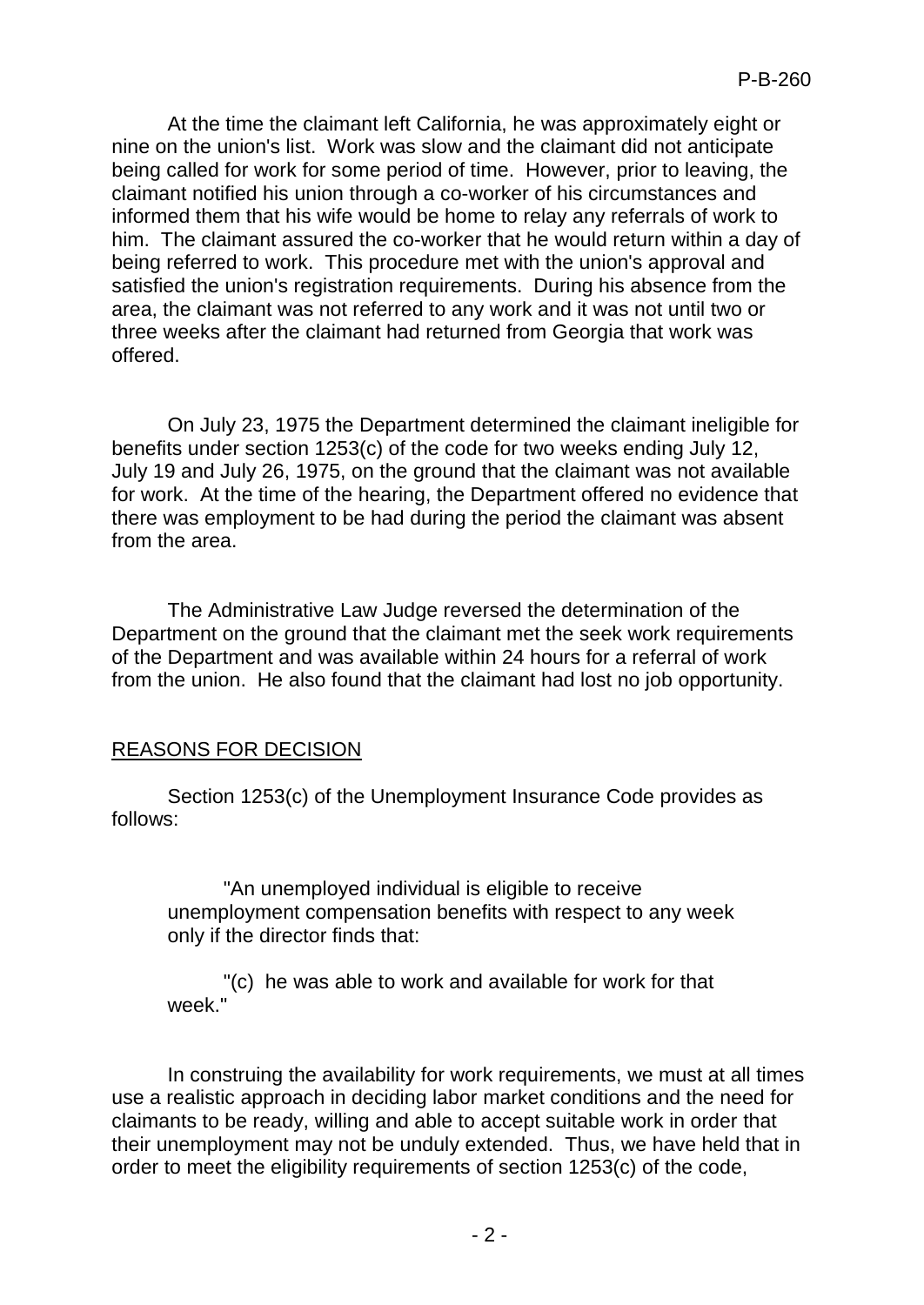At the time the claimant left California, he was approximately eight or nine on the union's list. Work was slow and the claimant did not anticipate being called for work for some period of time. However, prior to leaving, the claimant notified his union through a co-worker of his circumstances and informed them that his wife would be home to relay any referrals of work to him. The claimant assured the co-worker that he would return within a day of being referred to work. This procedure met with the union's approval and satisfied the union's registration requirements. During his absence from the area, the claimant was not referred to any work and it was not until two or three weeks after the claimant had returned from Georgia that work was offered.

On July 23, 1975 the Department determined the claimant ineligible for benefits under section 1253(c) of the code for two weeks ending July 12, July 19 and July 26, 1975, on the ground that the claimant was not available for work. At the time of the hearing, the Department offered no evidence that there was employment to be had during the period the claimant was absent from the area.

The Administrative Law Judge reversed the determination of the Department on the ground that the claimant met the seek work requirements of the Department and was available within 24 hours for a referral of work from the union. He also found that the claimant had lost no job opportunity.

## REASONS FOR DECISION

Section 1253(c) of the Unemployment Insurance Code provides as follows:

> "An unemployed individual is eligible to receive unemployment compensation benefits with respect to any week only if the director finds that:
>
> "(c) he was able to work and available for work for that week."

In construing the availability for work requirements, we must at all times use a realistic approach in deciding labor market conditions and the need for claimants to be ready, willing and able to accept suitable work in order that their unemployment may not be unduly extended. Thus, we have held that in order to meet the eligibility requirements of section 1253(c) of the code,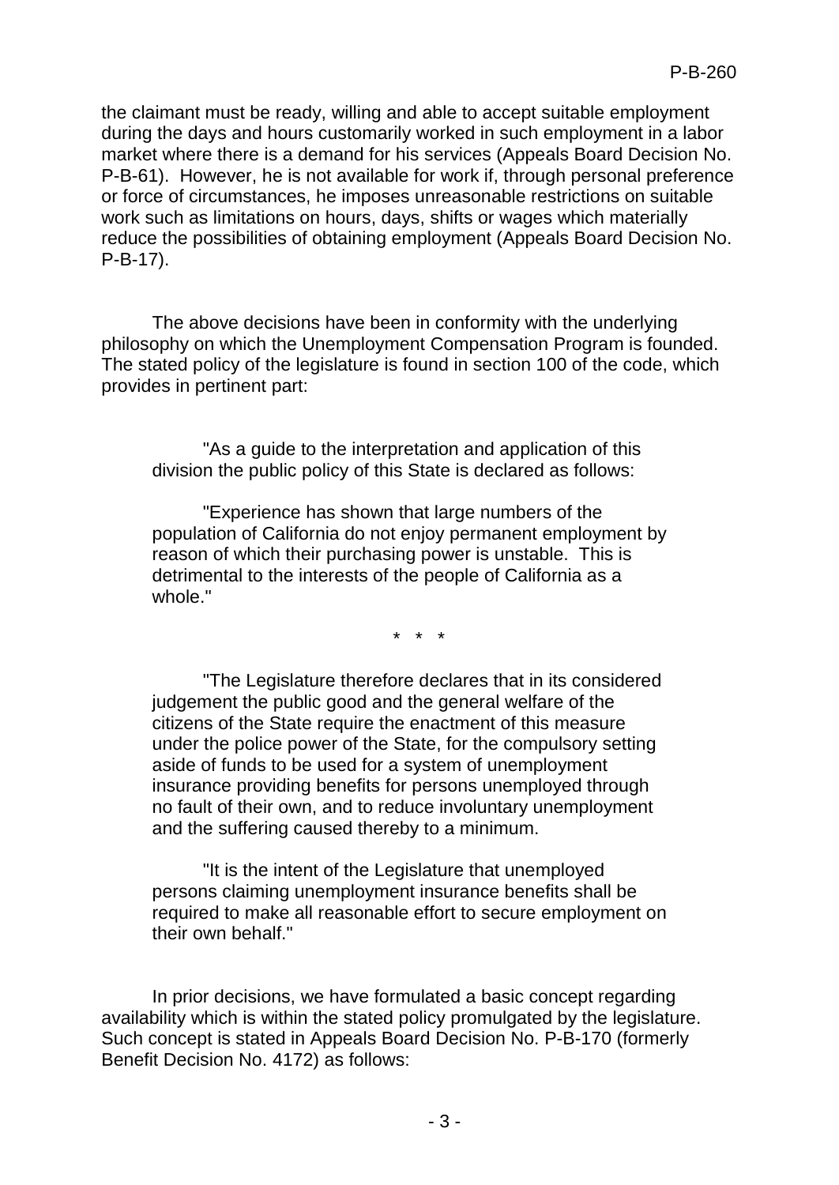the claimant must be ready, willing and able to accept suitable employment during the days and hours customarily worked in such employment in a labor market where there is a demand for his services (Appeals Board Decision No. P-B-61). However, he is not available for work if, through personal preference or force of circumstances, he imposes unreasonable restrictions on suitable work such as limitations on hours, days, shifts or wages which materially reduce the possibilities of obtaining employment (Appeals Board Decision No. P-B-17).

The above decisions have been in conformity with the underlying philosophy on which the Unemployment Compensation Program is founded. The stated policy of the legislature is found in section 100 of the code, which provides in pertinent part:

> "As a guide to the interpretation and application of this division the public policy of this State is declared as follows:
>
> "Experience has shown that large numbers of the population of California do not enjoy permanent employment by reason of which their purchasing power is unstable. This is detrimental to the interests of the people of California as a whole."
>
> \* \* \*
>
> "The Legislature therefore declares that in its considered judgement the public good and the general welfare of the citizens of the State require the enactment of this measure under the police power of the State, for the compulsory setting aside of funds to be used for a system of unemployment insurance providing benefits for persons unemployed through no fault of their own, and to reduce involuntary unemployment and the suffering caused thereby to a minimum.
>
> "It is the intent of the Legislature that unemployed persons claiming unemployment insurance benefits shall be required to make all reasonable effort to secure employment on their own behalf."

In prior decisions, we have formulated a basic concept regarding availability which is within the stated policy promulgated by the legislature. Such concept is stated in Appeals Board Decision No. P-B-170 (formerly Benefit Decision No. 4172) as follows: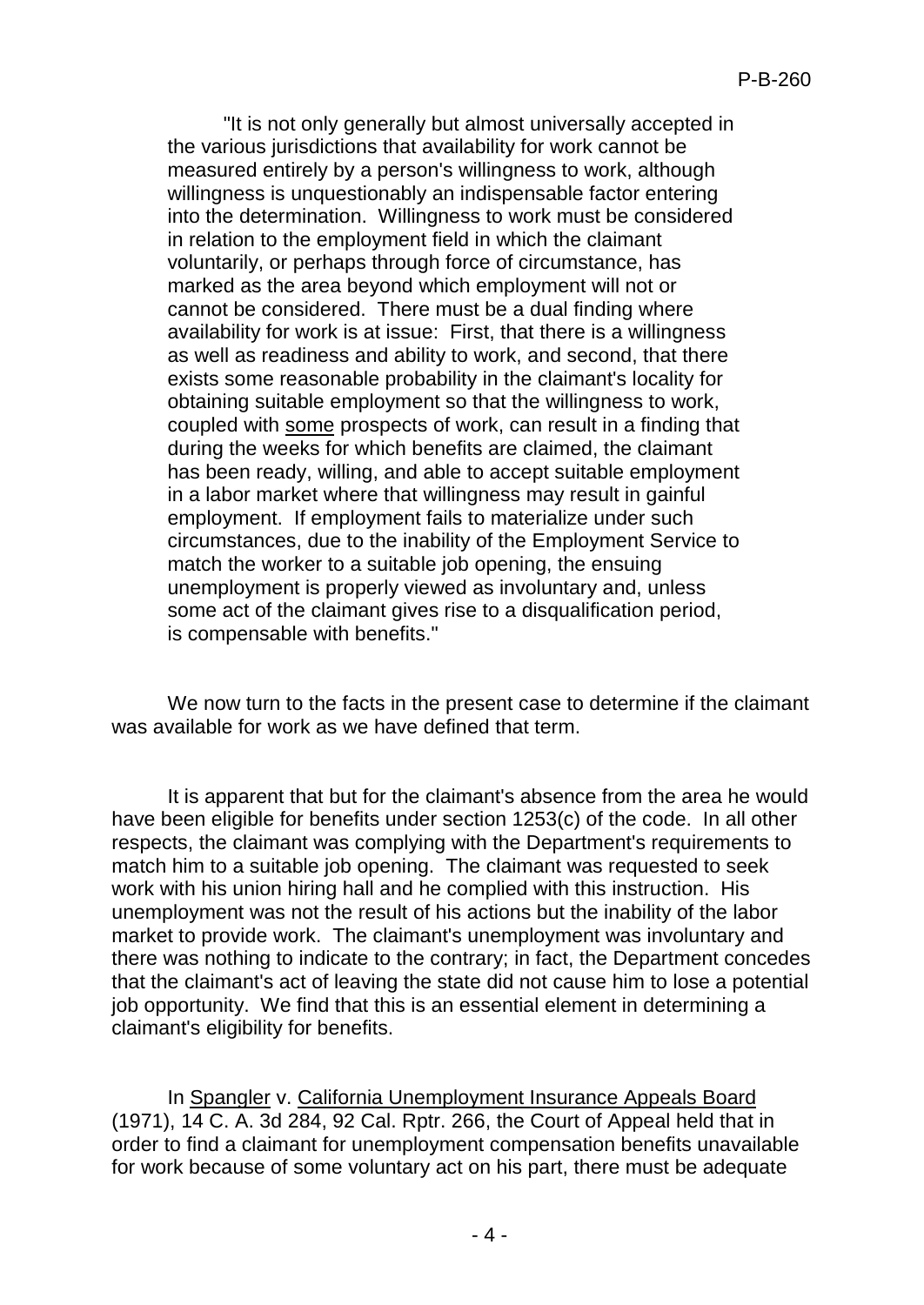> "It is not only generally but almost universally accepted in the various jurisdictions that availability for work cannot be measured entirely by a person's willingness to work, although willingness is unquestionably an indispensable factor entering into the determination. Willingness to work must be considered in relation to the employment field in which the claimant voluntarily, or perhaps through force of circumstance, has marked as the area beyond which employment will not or cannot be considered. There must be a dual finding where availability for work is at issue: First, that there is a willingness as well as readiness and ability to work, and second, that there exists some reasonable probability in the claimant's locality for obtaining suitable employment so that the willingness to work, coupled with <u>some</u> prospects of work, can result in a finding that during the weeks for which benefits are claimed, the claimant has been ready, willing, and able to accept suitable employment in a labor market where that willingness may result in gainful employment. If employment fails to materialize under such circumstances, due to the inability of the Employment Service to match the worker to a suitable job opening, the ensuing unemployment is properly viewed as involuntary and, unless some act of the claimant gives rise to a disqualification period, is compensable with benefits."

We now turn to the facts in the present case to determine if the claimant was available for work as we have defined that term.

It is apparent that but for the claimant's absence from the area he would have been eligible for benefits under section 1253(c) of the code. In all other respects, the claimant was complying with the Department's requirements to match him to a suitable job opening. The claimant was requested to seek work with his union hiring hall and he complied with this instruction. His unemployment was not the result of his actions but the inability of the labor market to provide work. The claimant's unemployment was involuntary and there was nothing to indicate to the contrary; in fact, the Department concedes that the claimant's act of leaving the state did not cause him to lose a potential job opportunity. We find that this is an essential element in determining a claimant's eligibility for benefits.

In <u>Spangler</u> v. <u>California Unemployment Insurance Appeals Board</u> (1971), 14 C. A. 3d 284, 92 Cal. Rptr. 266, the Court of Appeal held that in order to find a claimant for unemployment compensation benefits unavailable for work because of some voluntary act on his part, there must be adequate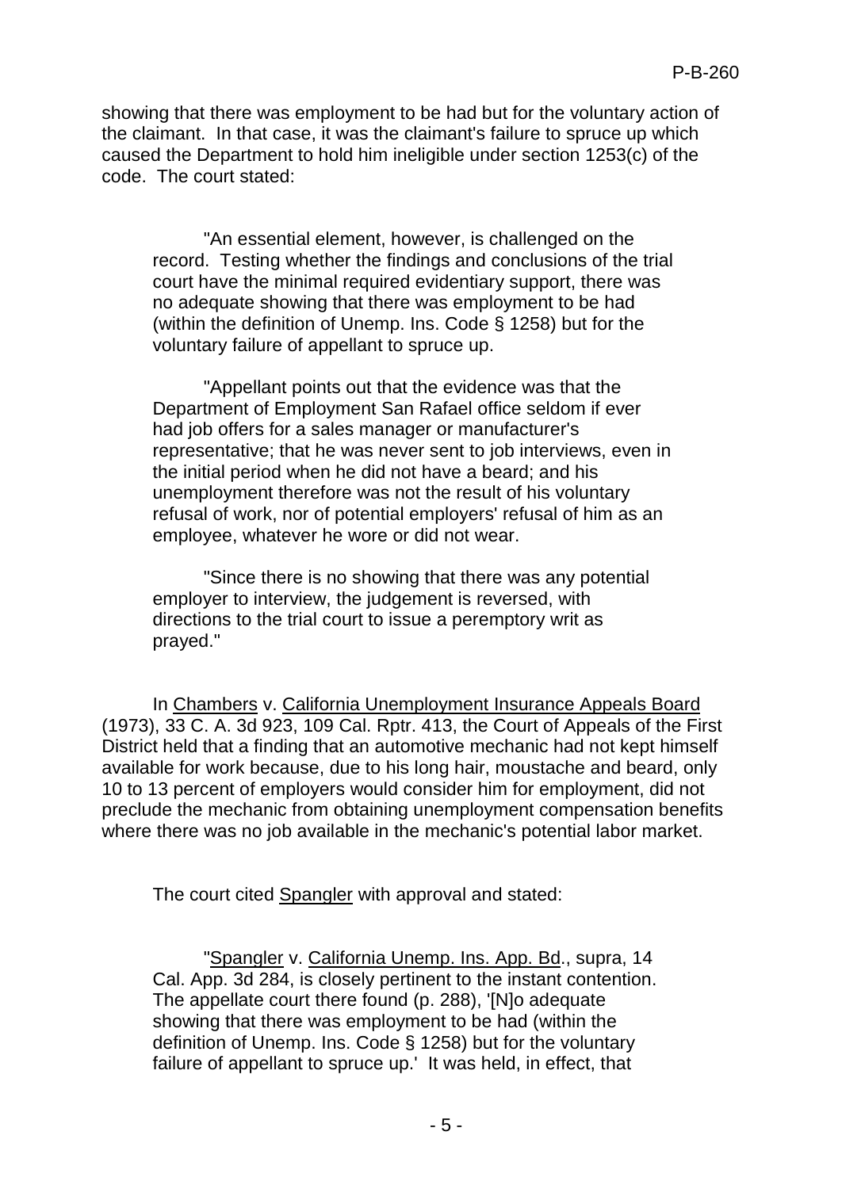showing that there was employment to be had but for the voluntary action of the claimant. In that case, it was the claimant's failure to spruce up which caused the Department to hold him ineligible under section 1253(c) of the code. The court stated:

> "An essential element, however, is challenged on the record. Testing whether the findings and conclusions of the trial court have the minimal required evidentiary support, there was no adequate showing that there was employment to be had (within the definition of Unemp. Ins. Code § 1258) but for the voluntary failure of appellant to spruce up.
>
> "Appellant points out that the evidence was that the Department of Employment San Rafael office seldom if ever had job offers for a sales manager or manufacturer's representative; that he was never sent to job interviews, even in the initial period when he did not have a beard; and his unemployment therefore was not the result of his voluntary refusal of work, nor of potential employers' refusal of him as an employee, whatever he wore or did not wear.
>
> "Since there is no showing that there was any potential employer to interview, the judgement is reversed, with directions to the trial court to issue a peremptory writ as prayed."

In Chambers v. California Unemployment Insurance Appeals Board (1973), 33 C. A. 3d 923, 109 Cal. Rptr. 413, the Court of Appeals of the First District held that a finding that an automotive mechanic had not kept himself available for work because, due to his long hair, moustache and beard, only 10 to 13 percent of employers would consider him for employment, did not preclude the mechanic from obtaining unemployment compensation benefits where there was no job available in the mechanic's potential labor market.

The court cited Spangler with approval and stated:

> "Spangler v. California Unemp. Ins. App. Bd., supra, 14 Cal. App. 3d 284, is closely pertinent to the instant contention. The appellate court there found (p. 288), '[N]o adequate showing that there was employment to be had (within the definition of Unemp. Ins. Code § 1258) but for the voluntary failure of appellant to spruce up.' It was held, in effect, that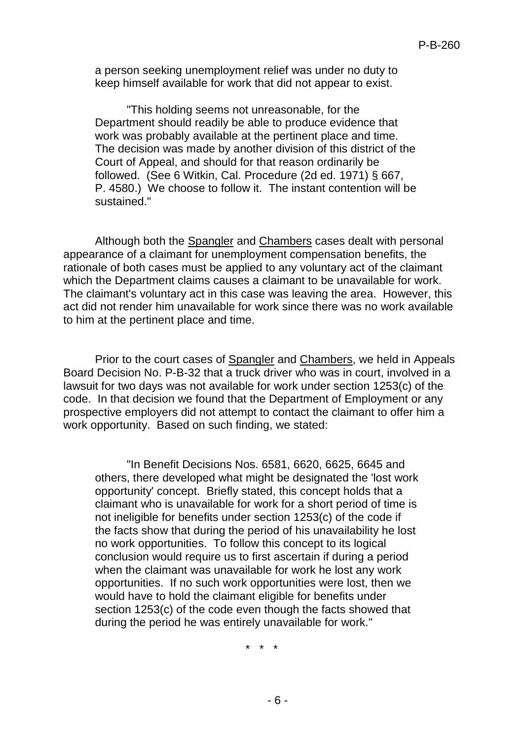a person seeking unemployment relief was under no duty to keep himself available for work that did not appear to exist.

> "This holding seems not unreasonable, for the Department should readily be able to produce evidence that work was probably available at the pertinent place and time. The decision was made by another division of this district of the Court of Appeal, and should for that reason ordinarily be followed. (See 6 Witkin, Cal. Procedure (2d ed. 1971) § 667, P. 4580.) We choose to follow it. The instant contention will be sustained."

Although both the Spangler and Chambers cases dealt with personal appearance of a claimant for unemployment compensation benefits, the rationale of both cases must be applied to any voluntary act of the claimant which the Department claims causes a claimant to be unavailable for work. The claimant's voluntary act in this case was leaving the area. However, this act did not render him unavailable for work since there was no work available to him at the pertinent place and time.

Prior to the court cases of Spangler and Chambers, we held in Appeals Board Decision No. P-B-32 that a truck driver who was in court, involved in a lawsuit for two days was not available for work under section 1253(c) of the code. In that decision we found that the Department of Employment or any prospective employers did not attempt to contact the claimant to offer him a work opportunity. Based on such finding, we stated:

> "In Benefit Decisions Nos. 6581, 6620, 6625, 6645 and others, there developed what might be designated the 'lost work opportunity' concept. Briefly stated, this concept holds that a claimant who is unavailable for work for a short period of time is not ineligible for benefits under section 1253(c) of the code if the facts show that during the period of his unavailability he lost no work opportunities. To follow this concept to its logical conclusion would require us to first ascertain if during a period when the claimant was unavailable for work he lost any work opportunities. If no such work opportunities were lost, then we would have to hold the claimant eligible for benefits under section 1253(c) of the code even though the facts showed that during the period he was entirely unavailable for work."

\* \* \*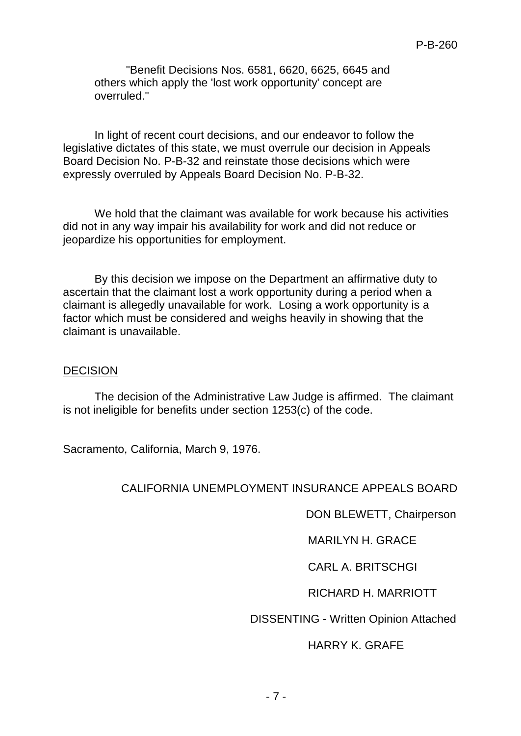"Benefit Decisions Nos. 6581, 6620, 6625, 6645 and others which apply the 'lost work opportunity' concept are overruled."

In light of recent court decisions, and our endeavor to follow the legislative dictates of this state, we must overrule our decision in Appeals Board Decision No. P-B-32 and reinstate those decisions which were expressly overruled by Appeals Board Decision No. P-B-32.

We hold that the claimant was available for work because his activities did not in any way impair his availability for work and did not reduce or jeopardize his opportunities for employment.

By this decision we impose on the Department an affirmative duty to ascertain that the claimant lost a work opportunity during a period when a claimant is allegedly unavailable for work. Losing a work opportunity is a factor which must be considered and weighs heavily in showing that the claimant is unavailable.

## DECISION

The decision of the Administrative Law Judge is affirmed. The claimant is not ineligible for benefits under section 1253(c) of the code.

Sacramento, California, March 9, 1976.

CALIFORNIA UNEMPLOYMENT INSURANCE APPEALS BOARD

DON BLEWETT, Chairperson

MARILYN H. GRACE

CARL A. BRITSCHGI

RICHARD H. MARRIOTT

DISSENTING - Written Opinion Attached

HARRY K. GRAFE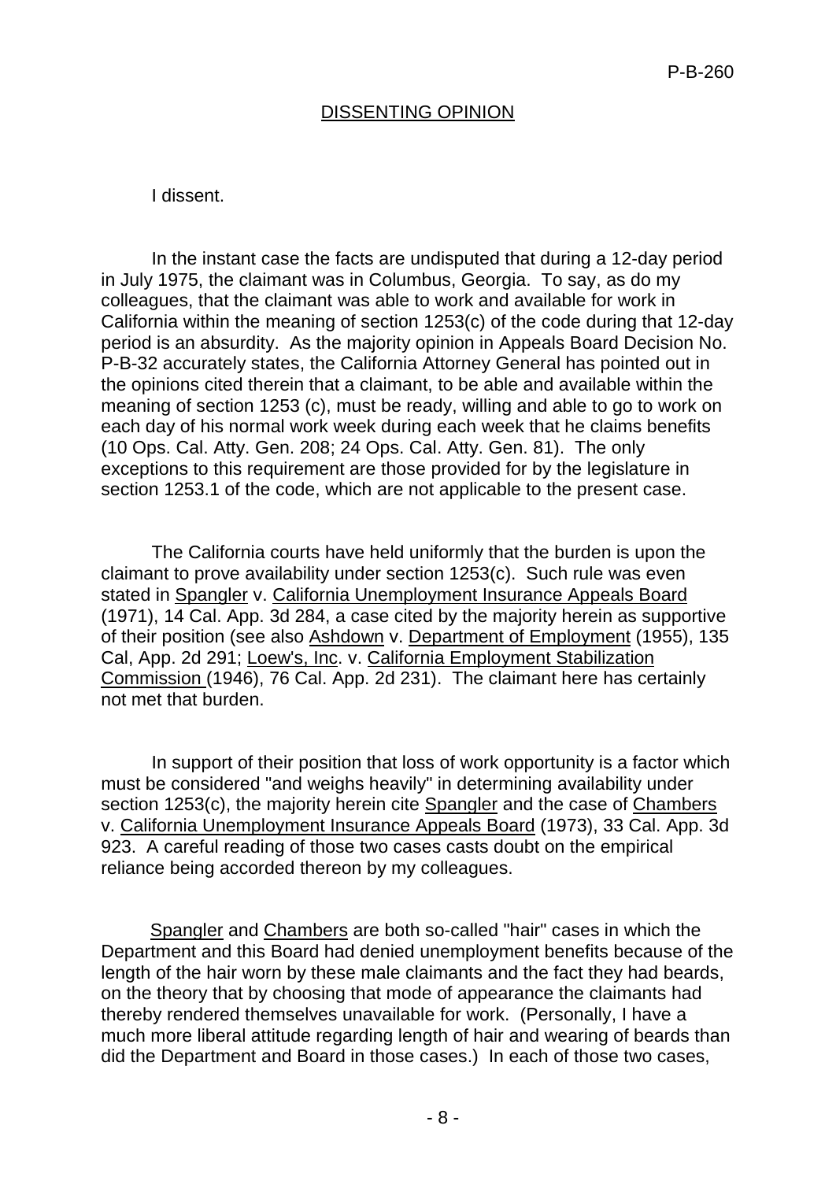## DISSENTING OPINION

I dissent.

In the instant case the facts are undisputed that during a 12-day period in July 1975, the claimant was in Columbus, Georgia. To say, as do my colleagues, that the claimant was able to work and available for work in California within the meaning of section 1253(c) of the code during that 12-day period is an absurdity. As the majority opinion in Appeals Board Decision No. P-B-32 accurately states, the California Attorney General has pointed out in the opinions cited therein that a claimant, to be able and available within the meaning of section 1253 (c), must be ready, willing and able to go to work on each day of his normal work week during each week that he claims benefits (10 Ops. Cal. Atty. Gen. 208; 24 Ops. Cal. Atty. Gen. 81). The only exceptions to this requirement are those provided for by the legislature in section 1253.1 of the code, which are not applicable to the present case.

The California courts have held uniformly that the burden is upon the claimant to prove availability under section 1253(c). Such rule was even stated in Spangler v. California Unemployment Insurance Appeals Board (1971), 14 Cal. App. 3d 284, a case cited by the majority herein as supportive of their position (see also Ashdown v. Department of Employment (1955), 135 Cal, App. 2d 291; Loew's, Inc. v. California Employment Stabilization Commission (1946), 76 Cal. App. 2d 231). The claimant here has certainly not met that burden.

In support of their position that loss of work opportunity is a factor which must be considered "and weighs heavily" in determining availability under section 1253(c), the majority herein cite Spangler and the case of Chambers v. California Unemployment Insurance Appeals Board (1973), 33 Cal. App. 3d 923. A careful reading of those two cases casts doubt on the empirical reliance being accorded thereon by my colleagues.

Spangler and Chambers are both so-called "hair" cases in which the Department and this Board had denied unemployment benefits because of the length of the hair worn by these male claimants and the fact they had beards, on the theory that by choosing that mode of appearance the claimants had thereby rendered themselves unavailable for work. (Personally, I have a much more liberal attitude regarding length of hair and wearing of beards than did the Department and Board in those cases.) In each of those two cases,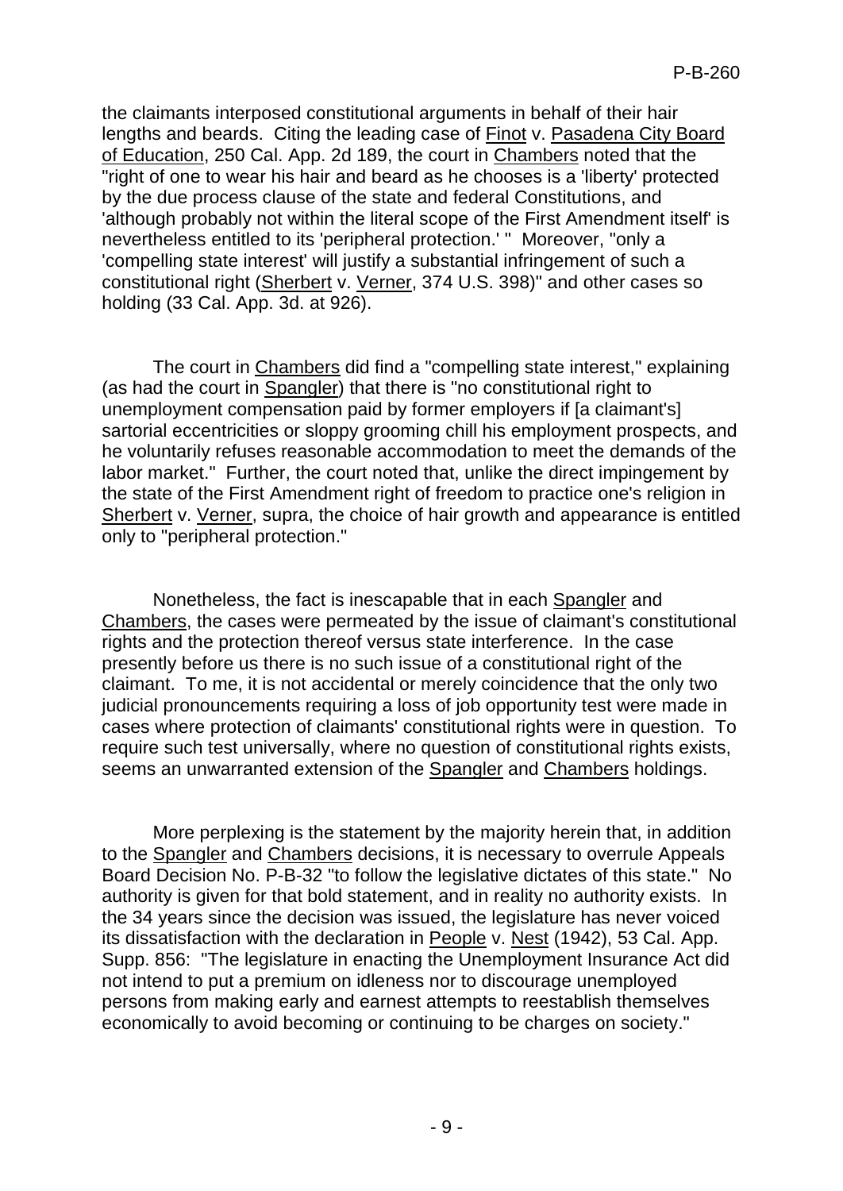the claimants interposed constitutional arguments in behalf of their hair lengths and beards. Citing the leading case of Finot v. Pasadena City Board of Education, 250 Cal. App. 2d 189, the court in Chambers noted that the "right of one to wear his hair and beard as he chooses is a 'liberty' protected by the due process clause of the state and federal Constitutions, and 'although probably not within the literal scope of the First Amendment itself' is nevertheless entitled to its 'peripheral protection.' " Moreover, "only a 'compelling state interest' will justify a substantial infringement of such a constitutional right (Sherbert v. Verner, 374 U.S. 398)" and other cases so holding (33 Cal. App. 3d. at 926).

The court in Chambers did find a "compelling state interest," explaining (as had the court in Spangler) that there is "no constitutional right to unemployment compensation paid by former employers if [a claimant's] sartorial eccentricities or sloppy grooming chill his employment prospects, and he voluntarily refuses reasonable accommodation to meet the demands of the labor market." Further, the court noted that, unlike the direct impingement by the state of the First Amendment right of freedom to practice one's religion in Sherbert v. Verner, supra, the choice of hair growth and appearance is entitled only to "peripheral protection."

Nonetheless, the fact is inescapable that in each Spangler and Chambers, the cases were permeated by the issue of claimant's constitutional rights and the protection thereof versus state interference. In the case presently before us there is no such issue of a constitutional right of the claimant. To me, it is not accidental or merely coincidence that the only two judicial pronouncements requiring a loss of job opportunity test were made in cases where protection of claimants' constitutional rights were in question. To require such test universally, where no question of constitutional rights exists, seems an unwarranted extension of the Spangler and Chambers holdings.

More perplexing is the statement by the majority herein that, in addition to the Spangler and Chambers decisions, it is necessary to overrule Appeals Board Decision No. P-B-32 "to follow the legislative dictates of this state." No authority is given for that bold statement, and in reality no authority exists. In the 34 years since the decision was issued, the legislature has never voiced its dissatisfaction with the declaration in People v. Nest (1942), 53 Cal. App. Supp. 856: "The legislature in enacting the Unemployment Insurance Act did not intend to put a premium on idleness nor to discourage unemployed persons from making early and earnest attempts to reestablish themselves economically to avoid becoming or continuing to be charges on society."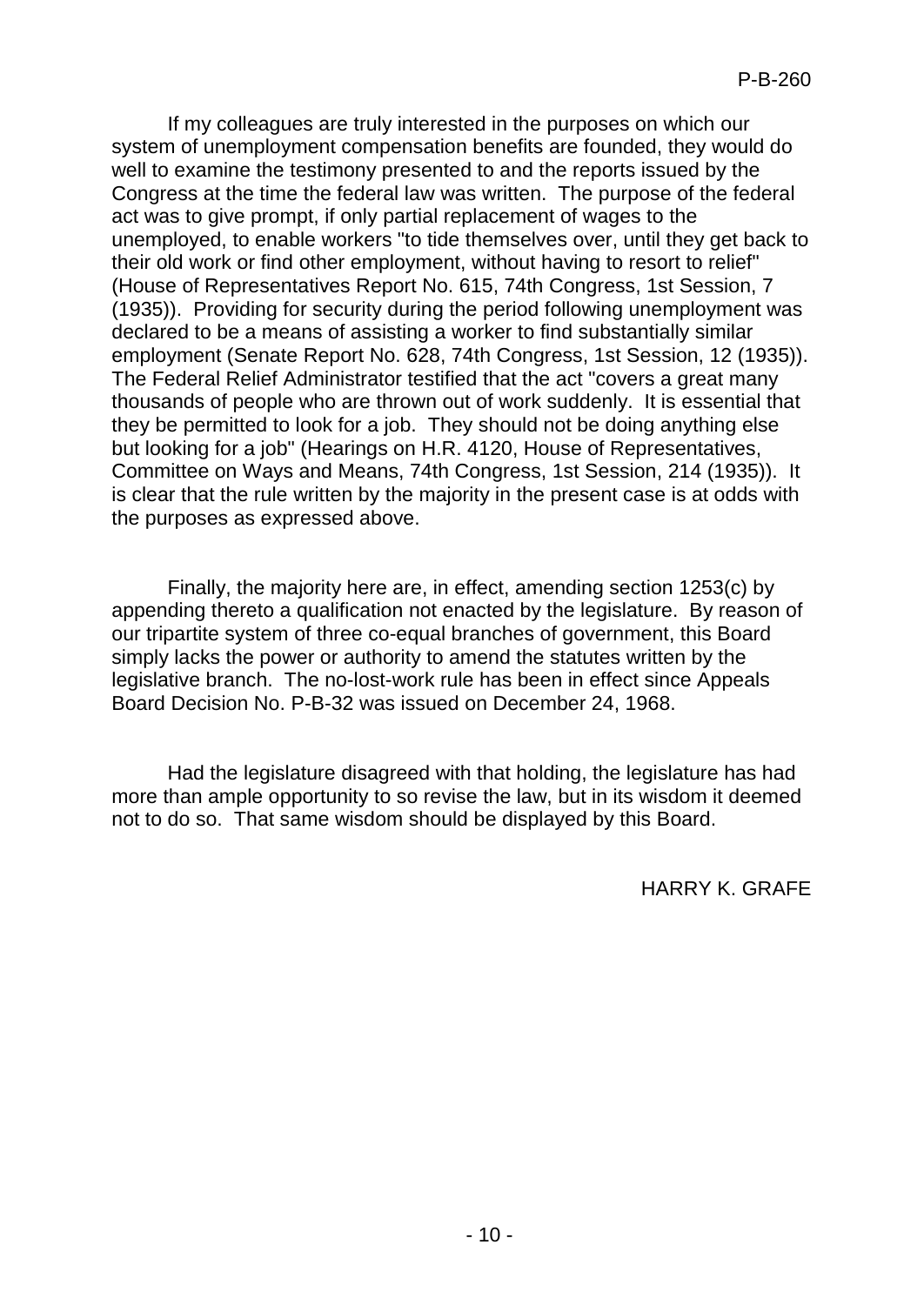If my colleagues are truly interested in the purposes on which our system of unemployment compensation benefits are founded, they would do well to examine the testimony presented to and the reports issued by the Congress at the time the federal law was written. The purpose of the federal act was to give prompt, if only partial replacement of wages to the unemployed, to enable workers "to tide themselves over, until they get back to their old work or find other employment, without having to resort to relief" (House of Representatives Report No. 615, 74th Congress, 1st Session, 7 (1935)). Providing for security during the period following unemployment was declared to be a means of assisting a worker to find substantially similar employment (Senate Report No. 628, 74th Congress, 1st Session, 12 (1935)). The Federal Relief Administrator testified that the act "covers a great many thousands of people who are thrown out of work suddenly. It is essential that they be permitted to look for a job. They should not be doing anything else but looking for a job" (Hearings on H.R. 4120, House of Representatives, Committee on Ways and Means, 74th Congress, 1st Session, 214 (1935)). It is clear that the rule written by the majority in the present case is at odds with the purposes as expressed above.

Finally, the majority here are, in effect, amending section 1253(c) by appending thereto a qualification not enacted by the legislature. By reason of our tripartite system of three co-equal branches of government, this Board simply lacks the power or authority to amend the statutes written by the legislative branch. The no-lost-work rule has been in effect since Appeals Board Decision No. P-B-32 was issued on December 24, 1968.

Had the legislature disagreed with that holding, the legislature has had more than ample opportunity to so revise the law, but in its wisdom it deemed not to do so. That same wisdom should be displayed by this Board.

HARRY K. GRAFE